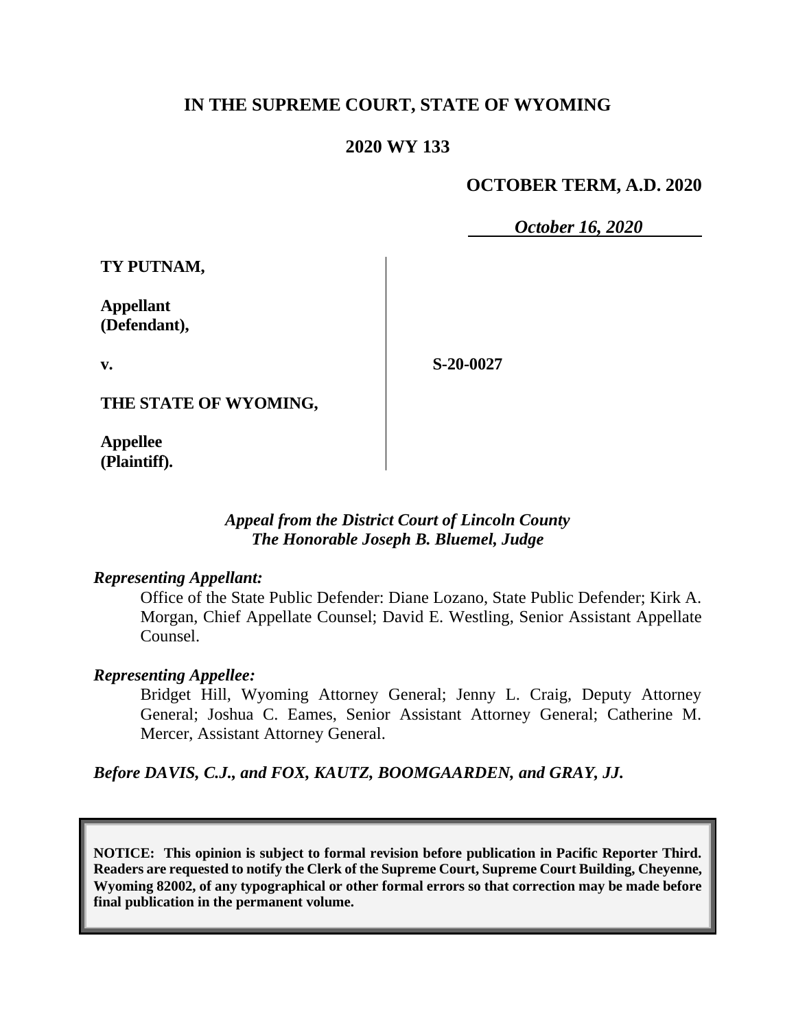**IN THE SUPREME COURT, STATE OF WYOMING**

**2020 WY 133**

**OCTOBER TERM, A.D. 2020**

*October 16, 2020*

**TY PUTNAM,**

**Appellant (Defendant),**

**v.**

**S-20-0027**

**THE STATE OF WYOMING,**

**Appellee (Plaintiff).**

*Appeal from the District Court of Lincoln County*
*The Honorable Joseph B. Bluemel, Judge*

*Representing Appellant:*

Office of the State Public Defender: Diane Lozano, State Public Defender; Kirk A. Morgan, Chief Appellate Counsel; David E. Westling, Senior Assistant Appellate Counsel.

*Representing Appellee:*

Bridget Hill, Wyoming Attorney General; Jenny L. Craig, Deputy Attorney General; Joshua C. Eames, Senior Assistant Attorney General; Catherine M. Mercer, Assistant Attorney General.

*Before DAVIS, C.J., and FOX, KAUTZ, BOOMGAARDEN, and GRAY, JJ.*

**NOTICE: This opinion is subject to formal revision before publication in Pacific Reporter Third. Readers are requested to notify the Clerk of the Supreme Court, Supreme Court Building, Cheyenne, Wyoming 82002, of any typographical or other formal errors so that correction may be made before final publication in the permanent volume.**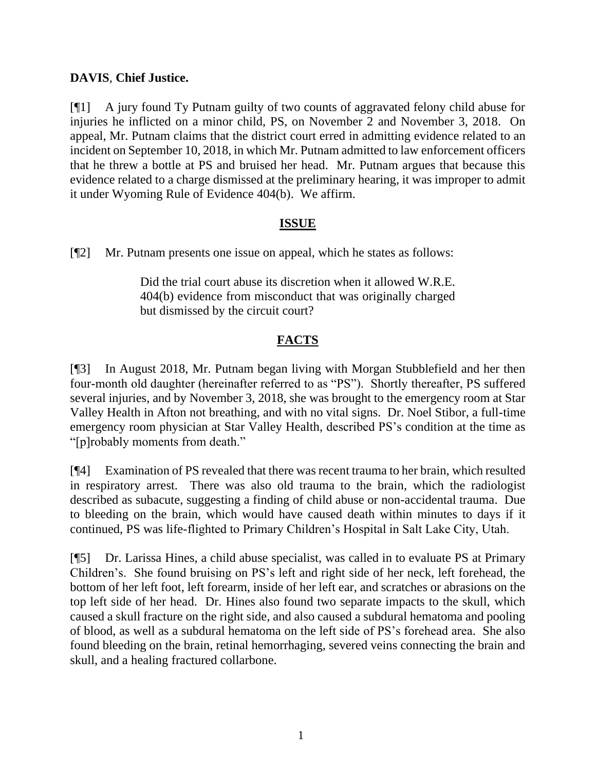**DAVIS**, **Chief Justice.**

[¶1] A jury found Ty Putnam guilty of two counts of aggravated felony child abuse for injuries he inflicted on a minor child, PS, on November 2 and November 3, 2018. On appeal, Mr. Putnam claims that the district court erred in admitting evidence related to an incident on September 10, 2018, in which Mr. Putnam admitted to law enforcement officers that he threw a bottle at PS and bruised her head. Mr. Putnam argues that because this evidence related to a charge dismissed at the preliminary hearing, it was improper to admit it under Wyoming Rule of Evidence 404(b). We affirm.

## ISSUE

[¶2] Mr. Putnam presents one issue on appeal, which he states as follows:

> Did the trial court abuse its discretion when it allowed W.R.E. 404(b) evidence from misconduct that was originally charged but dismissed by the circuit court?

## FACTS

[¶3] In August 2018, Mr. Putnam began living with Morgan Stubblefield and her then four-month old daughter (hereinafter referred to as "PS"). Shortly thereafter, PS suffered several injuries, and by November 3, 2018, she was brought to the emergency room at Star Valley Health in Afton not breathing, and with no vital signs. Dr. Noel Stibor, a full-time emergency room physician at Star Valley Health, described PS's condition at the time as "[p]robably moments from death."

[¶4] Examination of PS revealed that there was recent trauma to her brain, which resulted in respiratory arrest. There was also old trauma to the brain, which the radiologist described as subacute, suggesting a finding of child abuse or non-accidental trauma. Due to bleeding on the brain, which would have caused death within minutes to days if it continued, PS was life-flighted to Primary Children's Hospital in Salt Lake City, Utah.

[¶5] Dr. Larissa Hines, a child abuse specialist, was called in to evaluate PS at Primary Children's. She found bruising on PS's left and right side of her neck, left forehead, the bottom of her left foot, left forearm, inside of her left ear, and scratches or abrasions on the top left side of her head. Dr. Hines also found two separate impacts to the skull, which caused a skull fracture on the right side, and also caused a subdural hematoma and pooling of blood, as well as a subdural hematoma on the left side of PS's forehead area. She also found bleeding on the brain, retinal hemorrhaging, severed veins connecting the brain and skull, and a healing fractured collarbone.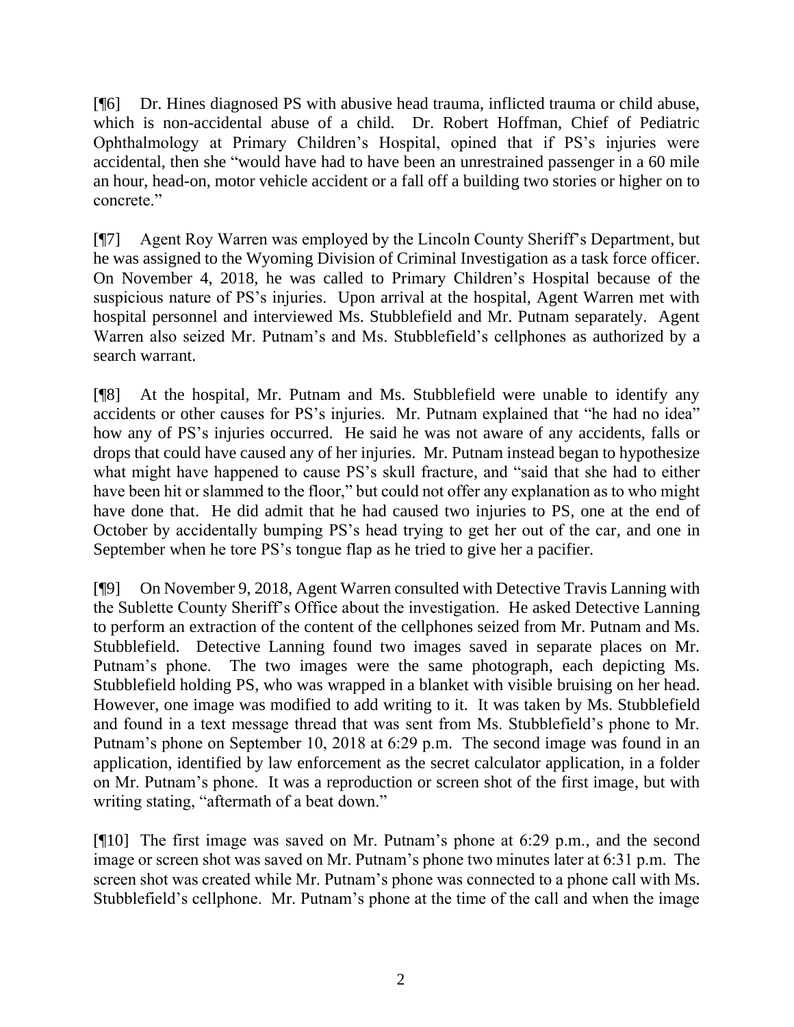[¶6] Dr. Hines diagnosed PS with abusive head trauma, inflicted trauma or child abuse, which is non-accidental abuse of a child. Dr. Robert Hoffman, Chief of Pediatric Ophthalmology at Primary Children's Hospital, opined that if PS's injuries were accidental, then she "would have had to have been an unrestrained passenger in a 60 mile an hour, head-on, motor vehicle accident or a fall off a building two stories or higher on to concrete."

[¶7] Agent Roy Warren was employed by the Lincoln County Sheriff's Department, but he was assigned to the Wyoming Division of Criminal Investigation as a task force officer. On November 4, 2018, he was called to Primary Children's Hospital because of the suspicious nature of PS's injuries. Upon arrival at the hospital, Agent Warren met with hospital personnel and interviewed Ms. Stubblefield and Mr. Putnam separately. Agent Warren also seized Mr. Putnam's and Ms. Stubblefield's cellphones as authorized by a search warrant.

[¶8] At the hospital, Mr. Putnam and Ms. Stubblefield were unable to identify any accidents or other causes for PS's injuries. Mr. Putnam explained that "he had no idea" how any of PS's injuries occurred. He said he was not aware of any accidents, falls or drops that could have caused any of her injuries. Mr. Putnam instead began to hypothesize what might have happened to cause PS's skull fracture, and "said that she had to either have been hit or slammed to the floor," but could not offer any explanation as to who might have done that. He did admit that he had caused two injuries to PS, one at the end of October by accidentally bumping PS's head trying to get her out of the car, and one in September when he tore PS's tongue flap as he tried to give her a pacifier.

[¶9] On November 9, 2018, Agent Warren consulted with Detective Travis Lanning with the Sublette County Sheriff's Office about the investigation. He asked Detective Lanning to perform an extraction of the content of the cellphones seized from Mr. Putnam and Ms. Stubblefield. Detective Lanning found two images saved in separate places on Mr. Putnam's phone. The two images were the same photograph, each depicting Ms. Stubblefield holding PS, who was wrapped in a blanket with visible bruising on her head. However, one image was modified to add writing to it. It was taken by Ms. Stubblefield and found in a text message thread that was sent from Ms. Stubblefield's phone to Mr. Putnam's phone on September 10, 2018 at 6:29 p.m. The second image was found in an application, identified by law enforcement as the secret calculator application, in a folder on Mr. Putnam's phone. It was a reproduction or screen shot of the first image, but with writing stating, "aftermath of a beat down."

[¶10] The first image was saved on Mr. Putnam's phone at 6:29 p.m., and the second image or screen shot was saved on Mr. Putnam's phone two minutes later at 6:31 p.m. The screen shot was created while Mr. Putnam's phone was connected to a phone call with Ms. Stubblefield's cellphone. Mr. Putnam's phone at the time of the call and when the image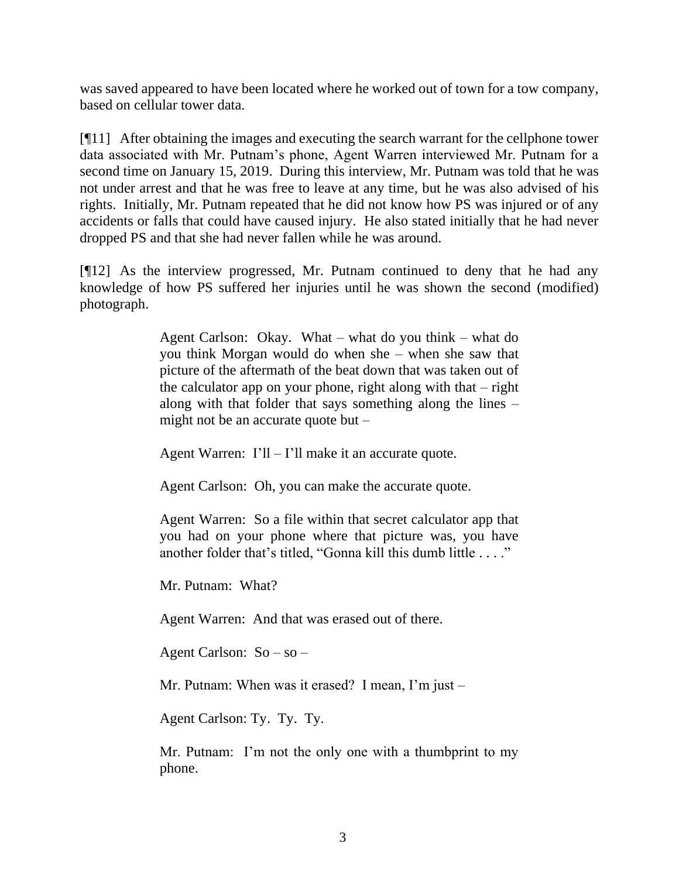was saved appeared to have been located where he worked out of town for a tow company, based on cellular tower data.

[¶11] After obtaining the images and executing the search warrant for the cellphone tower data associated with Mr. Putnam's phone, Agent Warren interviewed Mr. Putnam for a second time on January 15, 2019. During this interview, Mr. Putnam was told that he was not under arrest and that he was free to leave at any time, but he was also advised of his rights. Initially, Mr. Putnam repeated that he did not know how PS was injured or of any accidents or falls that could have caused injury. He also stated initially that he had never dropped PS and that she had never fallen while he was around.

[¶12] As the interview progressed, Mr. Putnam continued to deny that he had any knowledge of how PS suffered her injuries until he was shown the second (modified) photograph.

> Agent Carlson: Okay. What – what do you think – what do you think Morgan would do when she – when she saw that picture of the aftermath of the beat down that was taken out of the calculator app on your phone, right along with that – right along with that folder that says something along the lines – might not be an accurate quote but –
>
> Agent Warren: I'll – I'll make it an accurate quote.
>
> Agent Carlson: Oh, you can make the accurate quote.
>
> Agent Warren: So a file within that secret calculator app that you had on your phone where that picture was, you have another folder that's titled, "Gonna kill this dumb little . . . ."
>
> Mr. Putnam: What?
>
> Agent Warren: And that was erased out of there.
>
> Agent Carlson: So – so –
>
> Mr. Putnam: When was it erased? I mean, I'm just –
>
> Agent Carlson: Ty. Ty. Ty.
>
> Mr. Putnam: I'm not the only one with a thumbprint to my phone.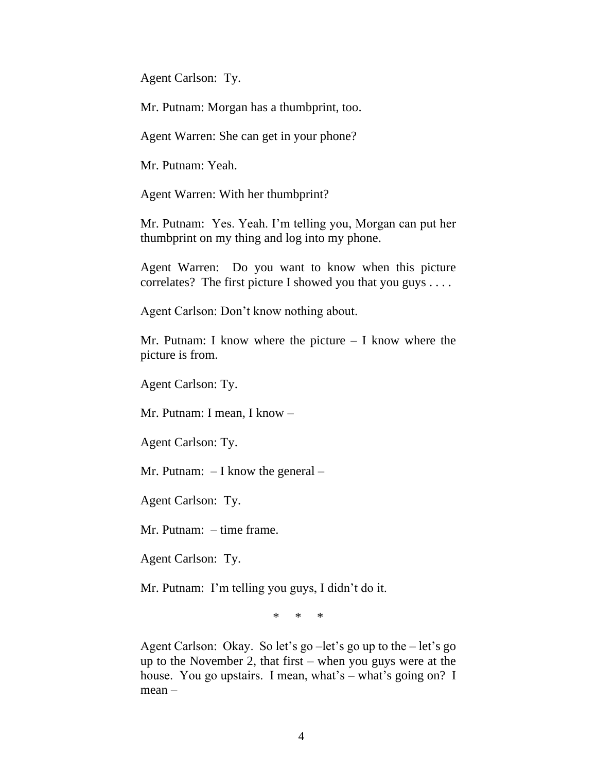Agent Carlson: Ty.

Mr. Putnam: Morgan has a thumbprint, too.

Agent Warren: She can get in your phone?

Mr. Putnam: Yeah.

Agent Warren: With her thumbprint?

Mr. Putnam: Yes. Yeah. I'm telling you, Morgan can put her thumbprint on my thing and log into my phone.

Agent Warren: Do you want to know when this picture correlates? The first picture I showed you that you guys . . . .

Agent Carlson: Don't know nothing about.

Mr. Putnam: I know where the picture – I know where the picture is from.

Agent Carlson: Ty.

Mr. Putnam: I mean, I know –

Agent Carlson: Ty.

Mr. Putnam: – I know the general –

Agent Carlson: Ty.

Mr. Putnam: – time frame.

Agent Carlson: Ty.

Mr. Putnam: I'm telling you guys, I didn't do it.

\* \* \*

Agent Carlson: Okay. So let's go –let's go up to the – let's go up to the November 2, that first – when you guys were at the house. You go upstairs. I mean, what's – what's going on? I mean –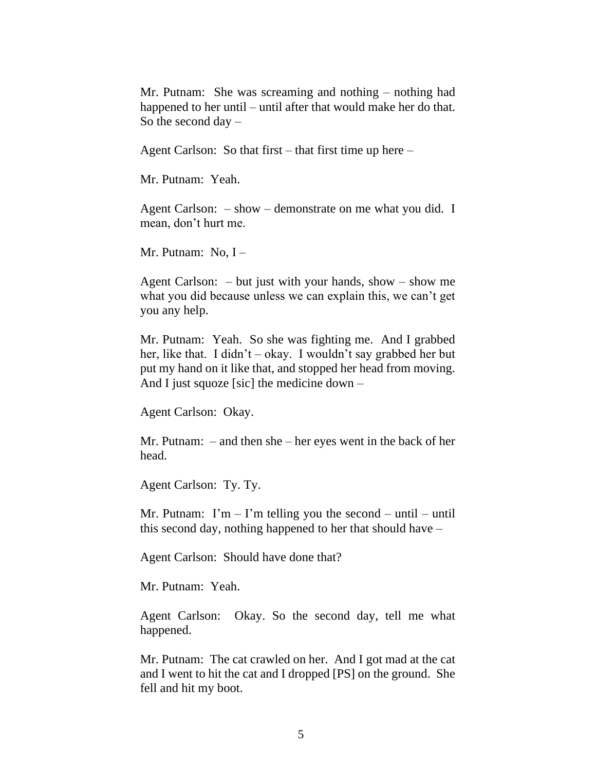Mr. Putnam: She was screaming and nothing – nothing had happened to her until – until after that would make her do that. So the second day –

Agent Carlson: So that first – that first time up here –

Mr. Putnam: Yeah.

Agent Carlson: – show – demonstrate on me what you did. I mean, don't hurt me.

Mr. Putnam: No, I –

Agent Carlson: – but just with your hands, show – show me what you did because unless we can explain this, we can't get you any help.

Mr. Putnam: Yeah. So she was fighting me. And I grabbed her, like that. I didn't – okay. I wouldn't say grabbed her but put my hand on it like that, and stopped her head from moving. And I just squoze [sic] the medicine down –

Agent Carlson: Okay.

Mr. Putnam: – and then she – her eyes went in the back of her head.

Agent Carlson: Ty. Ty.

Mr. Putnam: I'm – I'm telling you the second – until – until this second day, nothing happened to her that should have –

Agent Carlson: Should have done that?

Mr. Putnam: Yeah.

Agent Carlson: Okay. So the second day, tell me what happened.

Mr. Putnam: The cat crawled on her. And I got mad at the cat and I went to hit the cat and I dropped [PS] on the ground. She fell and hit my boot.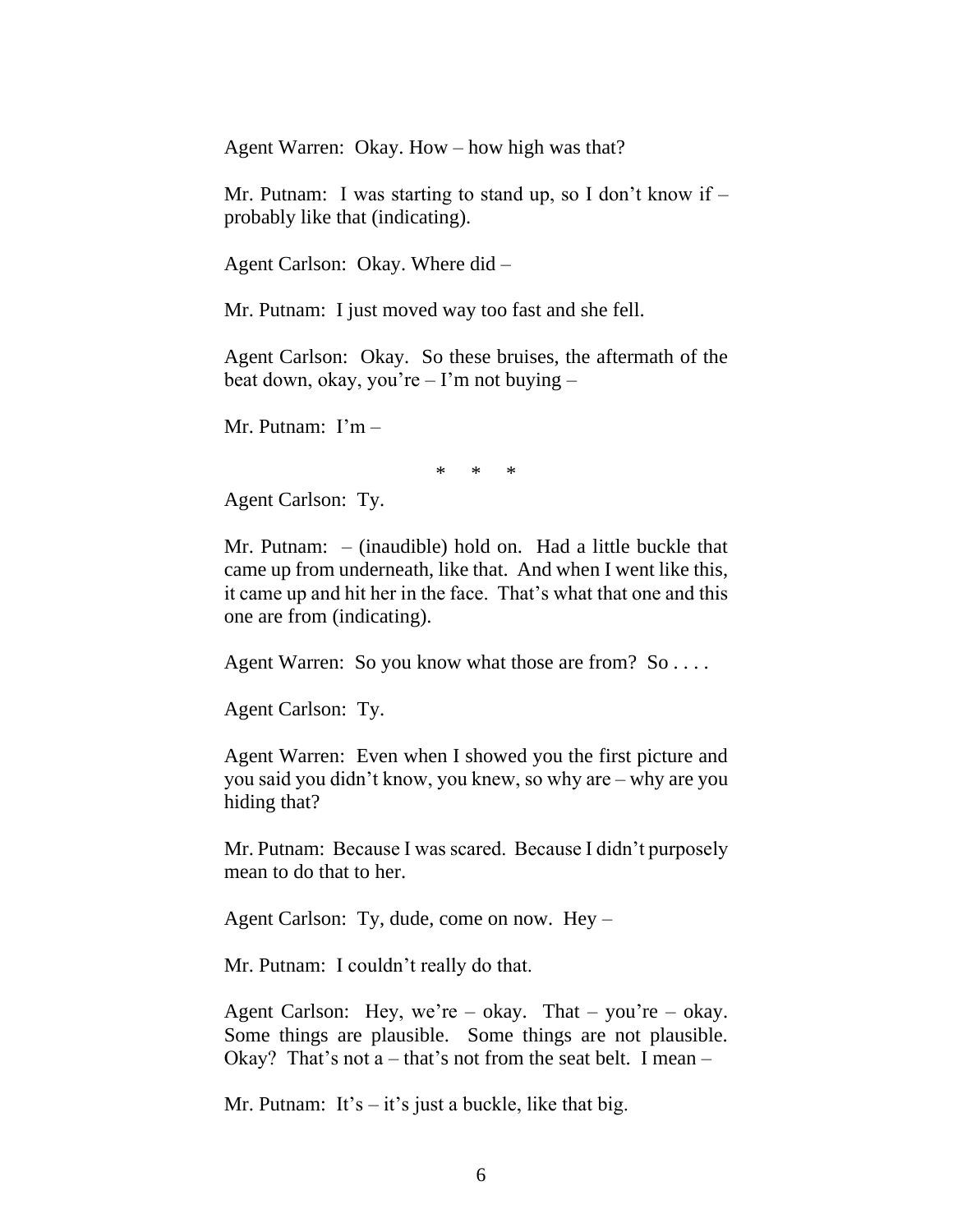Agent Warren: Okay. How – how high was that?

Mr. Putnam: I was starting to stand up, so I don't know if – probably like that (indicating).

Agent Carlson: Okay. Where did –

Mr. Putnam: I just moved way too fast and she fell.

Agent Carlson: Okay. So these bruises, the aftermath of the beat down, okay, you're – I'm not buying –

Mr. Putnam: I'm –

\* \* \*

Agent Carlson: Ty.

Mr. Putnam: – (inaudible) hold on. Had a little buckle that came up from underneath, like that. And when I went like this, it came up and hit her in the face. That's what that one and this one are from (indicating).

Agent Warren: So you know what those are from? So . . . .

Agent Carlson: Ty.

Agent Warren: Even when I showed you the first picture and you said you didn't know, you knew, so why are – why are you hiding that?

Mr. Putnam: Because I was scared. Because I didn't purposely mean to do that to her.

Agent Carlson: Ty, dude, come on now. Hey –

Mr. Putnam: I couldn't really do that.

Agent Carlson: Hey, we're – okay. That – you're – okay. Some things are plausible. Some things are not plausible. Okay? That's not a – that's not from the seat belt. I mean –

Mr. Putnam: It's – it's just a buckle, like that big.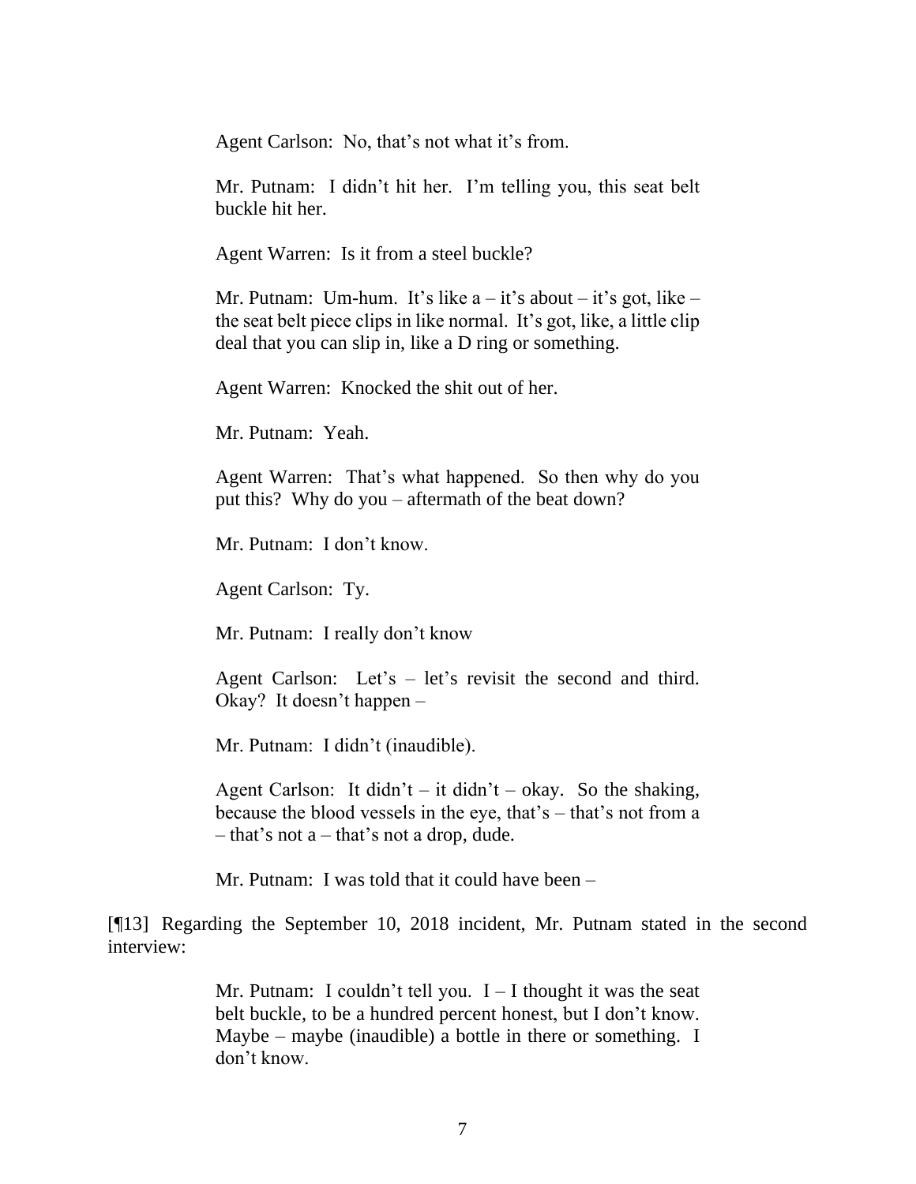> Agent Carlson: No, that's not what it's from.
>
> Mr. Putnam: I didn't hit her. I'm telling you, this seat belt buckle hit her.
>
> Agent Warren: Is it from a steel buckle?
>
> Mr. Putnam: Um-hum. It's like a – it's about – it's got, like – the seat belt piece clips in like normal. It's got, like, a little clip deal that you can slip in, like a D ring or something.
>
> Agent Warren: Knocked the shit out of her.
>
> Mr. Putnam: Yeah.
>
> Agent Warren: That's what happened. So then why do you put this? Why do you – aftermath of the beat down?
>
> Mr. Putnam: I don't know.
>
> Agent Carlson: Ty.
>
> Mr. Putnam: I really don't know
>
> Agent Carlson: Let's – let's revisit the second and third. Okay? It doesn't happen –
>
> Mr. Putnam: I didn't (inaudible).
>
> Agent Carlson: It didn't – it didn't – okay. So the shaking, because the blood vessels in the eye, that's – that's not from a – that's not a – that's not a drop, dude.
>
> Mr. Putnam: I was told that it could have been –

[¶13] Regarding the September 10, 2018 incident, Mr. Putnam stated in the second interview:

> Mr. Putnam: I couldn't tell you. I – I thought it was the seat belt buckle, to be a hundred percent honest, but I don't know. Maybe – maybe (inaudible) a bottle in there or something. I don't know.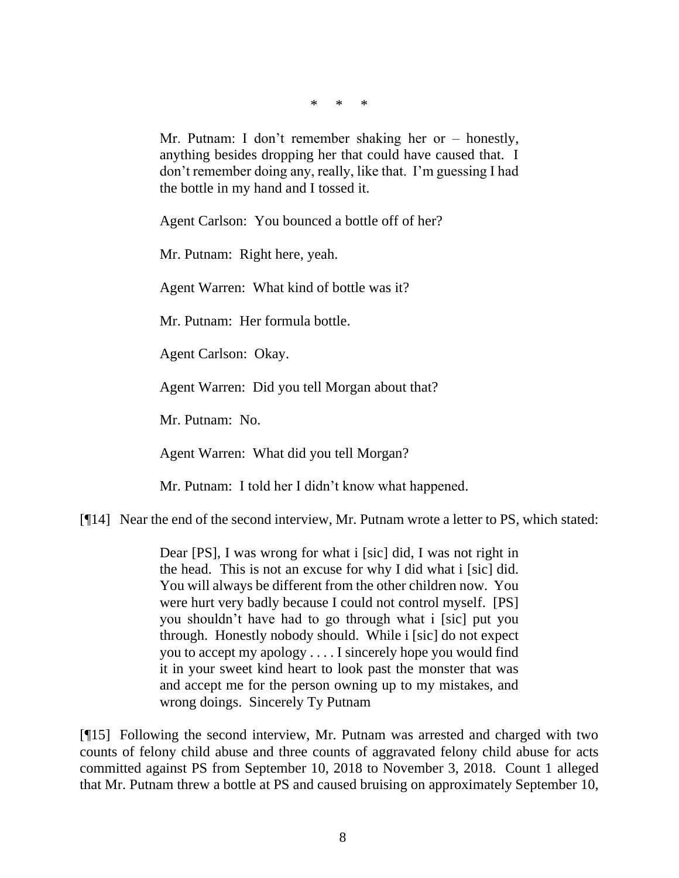\*  \*  \*

> Mr. Putnam: I don't remember shaking her or – honestly, anything besides dropping her that could have caused that. I don't remember doing any, really, like that. I'm guessing I had the bottle in my hand and I tossed it.
>
> Agent Carlson: You bounced a bottle off of her?
>
> Mr. Putnam: Right here, yeah.
>
> Agent Warren: What kind of bottle was it?
>
> Mr. Putnam: Her formula bottle.
>
> Agent Carlson: Okay.
>
> Agent Warren: Did you tell Morgan about that?
>
> Mr. Putnam: No.
>
> Agent Warren: What did you tell Morgan?
>
> Mr. Putnam: I told her I didn't know what happened.

[¶14] Near the end of the second interview, Mr. Putnam wrote a letter to PS, which stated:

> Dear [PS], I was wrong for what i [sic] did, I was not right in the head. This is not an excuse for why I did what i [sic] did. You will always be different from the other children now. You were hurt very badly because I could not control myself. [PS] you shouldn't have had to go through what i [sic] put you through. Honestly nobody should. While i [sic] do not expect you to accept my apology . . . . I sincerely hope you would find it in your sweet kind heart to look past the monster that was and accept me for the person owning up to my mistakes, and wrong doings. Sincerely Ty Putnam

[¶15] Following the second interview, Mr. Putnam was arrested and charged with two counts of felony child abuse and three counts of aggravated felony child abuse for acts committed against PS from September 10, 2018 to November 3, 2018. Count 1 alleged that Mr. Putnam threw a bottle at PS and caused bruising on approximately September 10,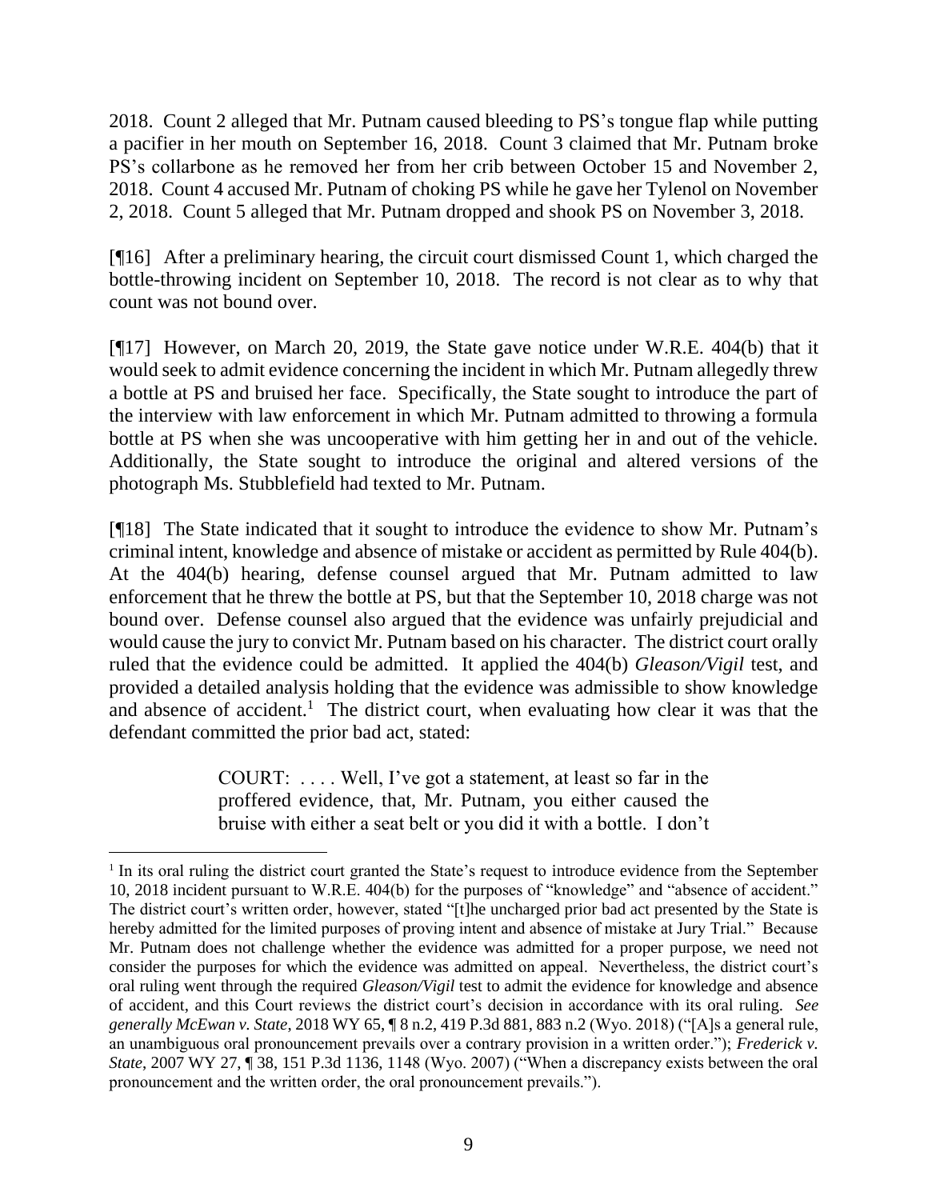2018. Count 2 alleged that Mr. Putnam caused bleeding to PS's tongue flap while putting a pacifier in her mouth on September 16, 2018. Count 3 claimed that Mr. Putnam broke PS's collarbone as he removed her from her crib between October 15 and November 2, 2018. Count 4 accused Mr. Putnam of choking PS while he gave her Tylenol on November 2, 2018. Count 5 alleged that Mr. Putnam dropped and shook PS on November 3, 2018.

[¶16] After a preliminary hearing, the circuit court dismissed Count 1, which charged the bottle-throwing incident on September 10, 2018. The record is not clear as to why that count was not bound over.

[¶17] However, on March 20, 2019, the State gave notice under W.R.E. 404(b) that it would seek to admit evidence concerning the incident in which Mr. Putnam allegedly threw a bottle at PS and bruised her face. Specifically, the State sought to introduce the part of the interview with law enforcement in which Mr. Putnam admitted to throwing a formula bottle at PS when she was uncooperative with him getting her in and out of the vehicle. Additionally, the State sought to introduce the original and altered versions of the photograph Ms. Stubblefield had texted to Mr. Putnam.

[¶18] The State indicated that it sought to introduce the evidence to show Mr. Putnam's criminal intent, knowledge and absence of mistake or accident as permitted by Rule 404(b). At the 404(b) hearing, defense counsel argued that Mr. Putnam admitted to law enforcement that he threw the bottle at PS, but that the September 10, 2018 charge was not bound over. Defense counsel also argued that the evidence was unfairly prejudicial and would cause the jury to convict Mr. Putnam based on his character. The district court orally ruled that the evidence could be admitted. It applied the 404(b) *Gleason/Vigil* test, and provided a detailed analysis holding that the evidence was admissible to show knowledge and absence of accident.[1] The district court, when evaluating how clear it was that the defendant committed the prior bad act, stated:

> COURT: . . . . Well, I've got a statement, at least so far in the proffered evidence, that, Mr. Putnam, you either caused the bruise with either a seat belt or you did it with a bottle. I don't

---

[1] In its oral ruling the district court granted the State's request to introduce evidence from the September 10, 2018 incident pursuant to W.R.E. 404(b) for the purposes of "knowledge" and "absence of accident." The district court's written order, however, stated "[t]he uncharged prior bad act presented by the State is hereby admitted for the limited purposes of proving intent and absence of mistake at Jury Trial." Because Mr. Putnam does not challenge whether the evidence was admitted for a proper purpose, we need not consider the purposes for which the evidence was admitted on appeal. Nevertheless, the district court's oral ruling went through the required *Gleason/Vigil* test to admit the evidence for knowledge and absence of accident, and this Court reviews the district court's decision in accordance with its oral ruling. *See generally McEwan v. State*, 2018 WY 65, ¶ 8 n.2, 419 P.3d 881, 883 n.2 (Wyo. 2018) ("[A]s a general rule, an unambiguous oral pronouncement prevails over a contrary provision in a written order."); *Frederick v. State*, 2007 WY 27, ¶ 38, 151 P.3d 1136, 1148 (Wyo. 2007) ("When a discrepancy exists between the oral pronouncement and the written order, the oral pronouncement prevails.").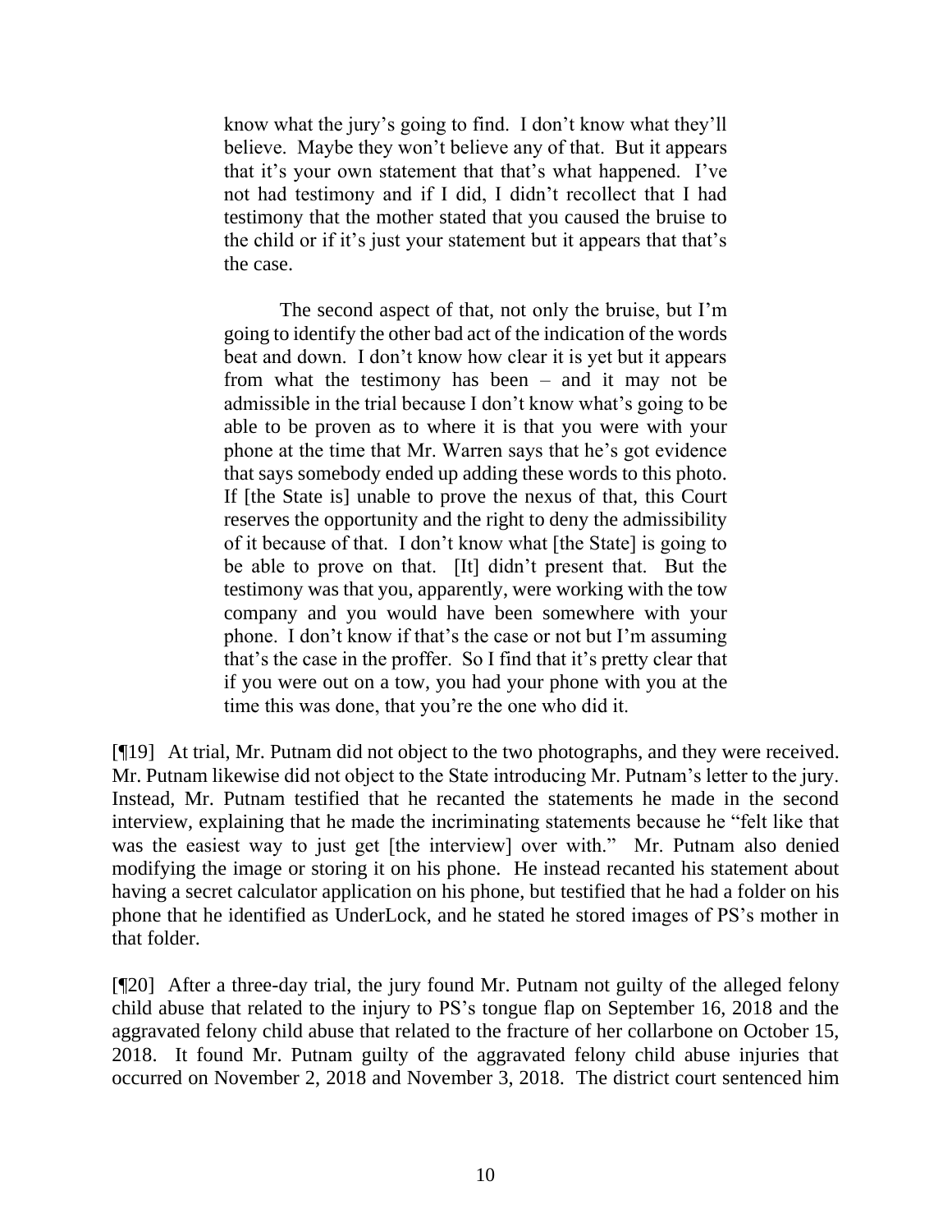> know what the jury's going to find. I don't know what they'll believe. Maybe they won't believe any of that. But it appears that it's your own statement that that's what happened. I've not had testimony and if I did, I didn't recollect that I had testimony that the mother stated that you caused the bruise to the child or if it's just your statement but it appears that that's the case.
>
> The second aspect of that, not only the bruise, but I'm going to identify the other bad act of the indication of the words beat and down. I don't know how clear it is yet but it appears from what the testimony has been – and it may not be admissible in the trial because I don't know what's going to be able to be proven as to where it is that you were with your phone at the time that Mr. Warren says that he's got evidence that says somebody ended up adding these words to this photo. If [the State is] unable to prove the nexus of that, this Court reserves the opportunity and the right to deny the admissibility of it because of that. I don't know what [the State] is going to be able to prove on that. [It] didn't present that. But the testimony was that you, apparently, were working with the tow company and you would have been somewhere with your phone. I don't know if that's the case or not but I'm assuming that's the case in the proffer. So I find that it's pretty clear that if you were out on a tow, you had your phone with you at the time this was done, that you're the one who did it.

[¶19] At trial, Mr. Putnam did not object to the two photographs, and they were received. Mr. Putnam likewise did not object to the State introducing Mr. Putnam's letter to the jury. Instead, Mr. Putnam testified that he recanted the statements he made in the second interview, explaining that he made the incriminating statements because he "felt like that was the easiest way to just get [the interview] over with." Mr. Putnam also denied modifying the image or storing it on his phone. He instead recanted his statement about having a secret calculator application on his phone, but testified that he had a folder on his phone that he identified as UnderLock, and he stated he stored images of PS's mother in that folder.

[¶20] After a three-day trial, the jury found Mr. Putnam not guilty of the alleged felony child abuse that related to the injury to PS's tongue flap on September 16, 2018 and the aggravated felony child abuse that related to the fracture of her collarbone on October 15, 2018. It found Mr. Putnam guilty of the aggravated felony child abuse injuries that occurred on November 2, 2018 and November 3, 2018. The district court sentenced him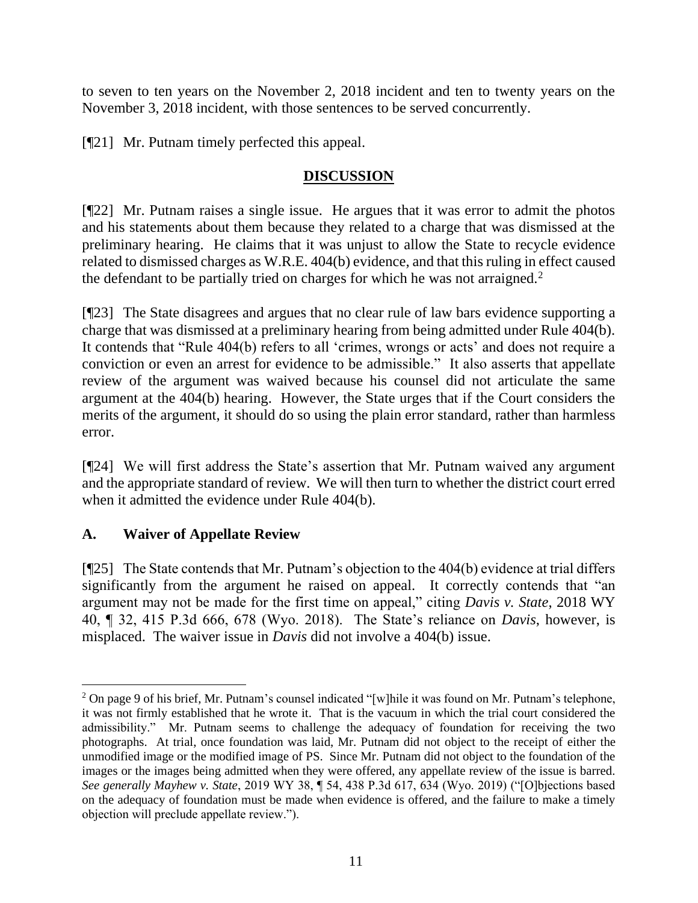to seven to ten years on the November 2, 2018 incident and ten to twenty years on the November 3, 2018 incident, with those sentences to be served concurrently.

[¶21] Mr. Putnam timely perfected this appeal.

## DISCUSSION

[¶22] Mr. Putnam raises a single issue. He argues that it was error to admit the photos and his statements about them because they related to a charge that was dismissed at the preliminary hearing. He claims that it was unjust to allow the State to recycle evidence related to dismissed charges as W.R.E. 404(b) evidence, and that this ruling in effect caused the defendant to be partially tried on charges for which he was not arraigned.[2]

[¶23] The State disagrees and argues that no clear rule of law bars evidence supporting a charge that was dismissed at a preliminary hearing from being admitted under Rule 404(b). It contends that "Rule 404(b) refers to all 'crimes, wrongs or acts' and does not require a conviction or even an arrest for evidence to be admissible." It also asserts that appellate review of the argument was waived because his counsel did not articulate the same argument at the 404(b) hearing. However, the State urges that if the Court considers the merits of the argument, it should do so using the plain error standard, rather than harmless error.

[¶24] We will first address the State's assertion that Mr. Putnam waived any argument and the appropriate standard of review. We will then turn to whether the district court erred when it admitted the evidence under Rule 404(b).

### A. Waiver of Appellate Review

[¶25] The State contends that Mr. Putnam's objection to the 404(b) evidence at trial differs significantly from the argument he raised on appeal. It correctly contends that "an argument may not be made for the first time on appeal," citing *Davis v. State*, 2018 WY 40, ¶ 32, 415 P.3d 666, 678 (Wyo. 2018). The State's reliance on *Davis*, however, is misplaced. The waiver issue in *Davis* did not involve a 404(b) issue.

---

[2] On page 9 of his brief, Mr. Putnam's counsel indicated "[w]hile it was found on Mr. Putnam's telephone, it was not firmly established that he wrote it. That is the vacuum in which the trial court considered the admissibility." Mr. Putnam seems to challenge the adequacy of foundation for receiving the two photographs. At trial, once foundation was laid, Mr. Putnam did not object to the receipt of either the unmodified image or the modified image of PS. Since Mr. Putnam did not object to the foundation of the images or the images being admitted when they were offered, any appellate review of the issue is barred. *See generally Mayhew v. State*, 2019 WY 38, ¶ 54, 438 P.3d 617, 634 (Wyo. 2019) ("[O]bjections based on the adequacy of foundation must be made when evidence is offered, and the failure to make a timely objection will preclude appellate review.").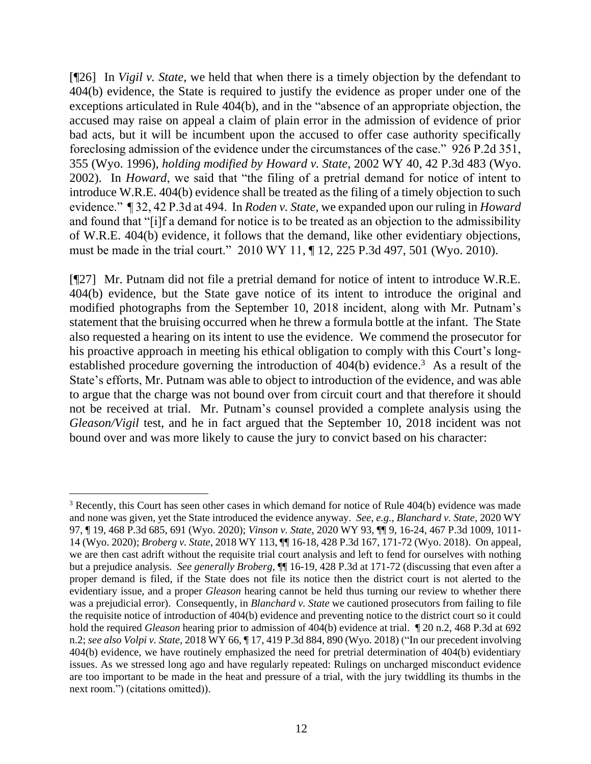[¶26] In *Vigil v. State*, we held that when there is a timely objection by the defendant to 404(b) evidence, the State is required to justify the evidence as proper under one of the exceptions articulated in Rule 404(b), and in the "absence of an appropriate objection, the accused may raise on appeal a claim of plain error in the admission of evidence of prior bad acts, but it will be incumbent upon the accused to offer case authority specifically foreclosing admission of the evidence under the circumstances of the case." 926 P.2d 351, 355 (Wyo. 1996), *holding modified by Howard v. State*, 2002 WY 40, 42 P.3d 483 (Wyo. 2002). In *Howard*, we said that "the filing of a pretrial demand for notice of intent to introduce W.R.E. 404(b) evidence shall be treated as the filing of a timely objection to such evidence." ¶ 32, 42 P.3d at 494. In *Roden v. State*, we expanded upon our ruling in *Howard* and found that "[i]f a demand for notice is to be treated as an objection to the admissibility of W.R.E. 404(b) evidence, it follows that the demand, like other evidentiary objections, must be made in the trial court." 2010 WY 11, ¶ 12, 225 P.3d 497, 501 (Wyo. 2010).

[¶27] Mr. Putnam did not file a pretrial demand for notice of intent to introduce W.R.E. 404(b) evidence, but the State gave notice of its intent to introduce the original and modified photographs from the September 10, 2018 incident, along with Mr. Putnam's statement that the bruising occurred when he threw a formula bottle at the infant. The State also requested a hearing on its intent to use the evidence. We commend the prosecutor for his proactive approach in meeting his ethical obligation to comply with this Court's long-established procedure governing the introduction of 404(b) evidence.[3] As a result of the State's efforts, Mr. Putnam was able to object to introduction of the evidence, and was able to argue that the charge was not bound over from circuit court and that therefore it should not be received at trial. Mr. Putnam's counsel provided a complete analysis using the *Gleason/Vigil* test, and he in fact argued that the September 10, 2018 incident was not bound over and was more likely to cause the jury to convict based on his character:

---

[3] Recently, this Court has seen other cases in which demand for notice of Rule 404(b) evidence was made and none was given, yet the State introduced the evidence anyway. *See, e.g., Blanchard v. State*, 2020 WY 97, ¶ 19, 468 P.3d 685, 691 (Wyo. 2020); *Vinson v. State*, 2020 WY 93, ¶¶ 9, 16-24, 467 P.3d 1009, 1011-14 (Wyo. 2020); *Broberg v. State*, 2018 WY 113, ¶¶ 16-18, 428 P.3d 167, 171-72 (Wyo. 2018). On appeal, we are then cast adrift without the requisite trial court analysis and left to fend for ourselves with nothing but a prejudice analysis. *See generally Broberg*, ¶¶ 16-19, 428 P.3d at 171-72 (discussing that even after a proper demand is filed, if the State does not file its notice then the district court is not alerted to the evidentiary issue, and a proper *Gleason* hearing cannot be held thus turning our review to whether there was a prejudicial error). Consequently, in *Blanchard v. State* we cautioned prosecutors from failing to file the requisite notice of introduction of 404(b) evidence and preventing notice to the district court so it could hold the required *Gleason* hearing prior to admission of 404(b) evidence at trial. ¶ 20 n.2, 468 P.3d at 692 n.2; *see also Volpi v. State*, 2018 WY 66, ¶ 17, 419 P.3d 884, 890 (Wyo. 2018) ("In our precedent involving 404(b) evidence, we have routinely emphasized the need for pretrial determination of 404(b) evidentiary issues. As we stressed long ago and have regularly repeated: Rulings on uncharged misconduct evidence are too important to be made in the heat and pressure of a trial, with the jury twiddling its thumbs in the next room.") (citations omitted)).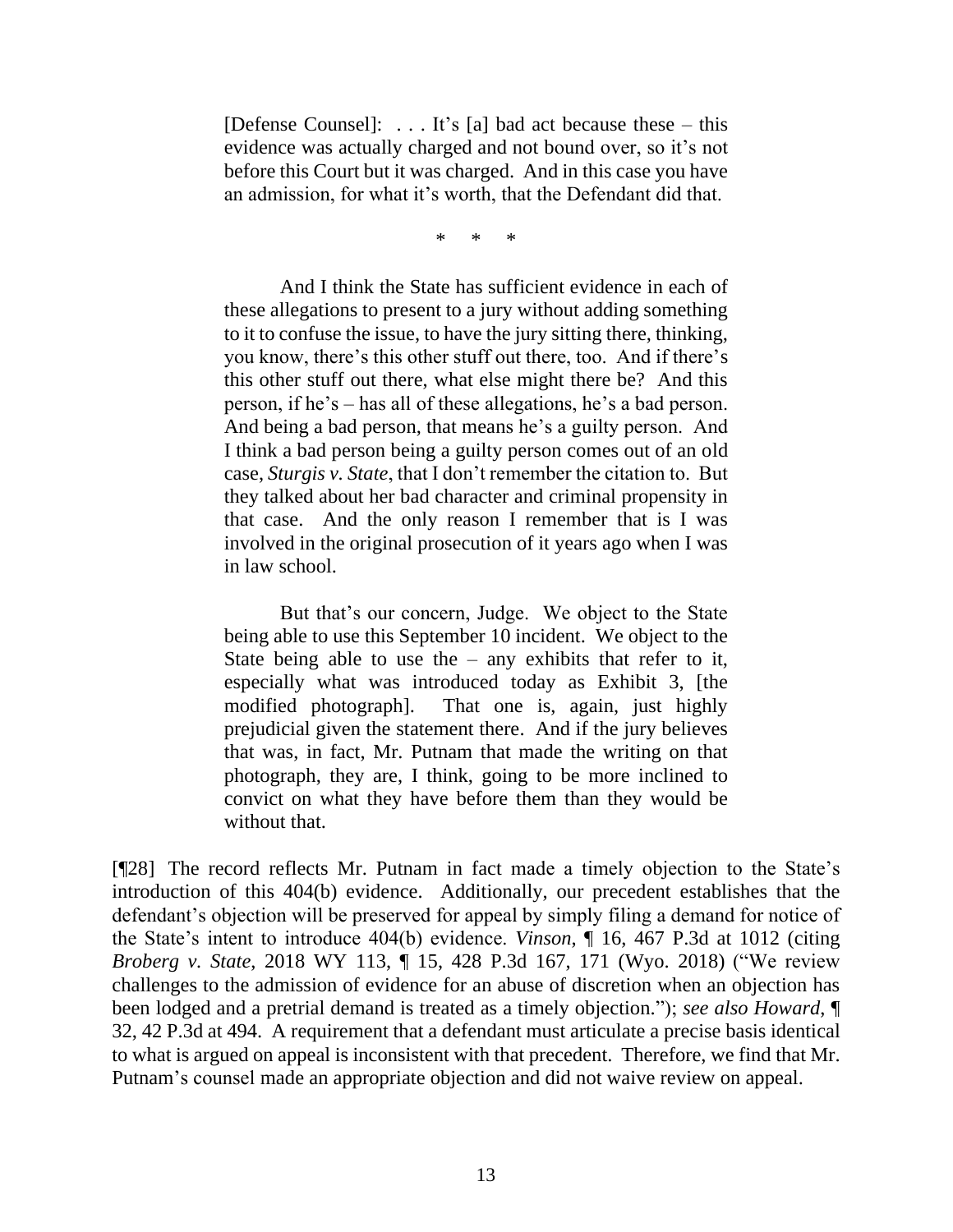> [Defense Counsel]: . . . It's [a] bad act because these – this evidence was actually charged and not bound over, so it's not before this Court but it was charged. And in this case you have an admission, for what it's worth, that the Defendant did that.
>
> \* \* \*
>
> And I think the State has sufficient evidence in each of these allegations to present to a jury without adding something to it to confuse the issue, to have the jury sitting there, thinking, you know, there's this other stuff out there, too. And if there's this other stuff out there, what else might there be? And this person, if he's – has all of these allegations, he's a bad person. And being a bad person, that means he's a guilty person. And I think a bad person being a guilty person comes out of an old case, *Sturgis v. State*, that I don't remember the citation to. But they talked about her bad character and criminal propensity in that case. And the only reason I remember that is I was involved in the original prosecution of it years ago when I was in law school.
>
> But that's our concern, Judge. We object to the State being able to use this September 10 incident. We object to the State being able to use the – any exhibits that refer to it, especially what was introduced today as Exhibit 3, [the modified photograph]. That one is, again, just highly prejudicial given the statement there. And if the jury believes that was, in fact, Mr. Putnam that made the writing on that photograph, they are, I think, going to be more inclined to convict on what they have before them than they would be without that.

[¶28] The record reflects Mr. Putnam in fact made a timely objection to the State's introduction of this 404(b) evidence. Additionally, our precedent establishes that the defendant's objection will be preserved for appeal by simply filing a demand for notice of the State's intent to introduce 404(b) evidence. *Vinson*, ¶ 16, 467 P.3d at 1012 (citing *Broberg v. State*, 2018 WY 113, ¶ 15, 428 P.3d 167, 171 (Wyo. 2018) ("We review challenges to the admission of evidence for an abuse of discretion when an objection has been lodged and a pretrial demand is treated as a timely objection."); *see also Howard*, ¶ 32, 42 P.3d at 494. A requirement that a defendant must articulate a precise basis identical to what is argued on appeal is inconsistent with that precedent. Therefore, we find that Mr. Putnam's counsel made an appropriate objection and did not waive review on appeal.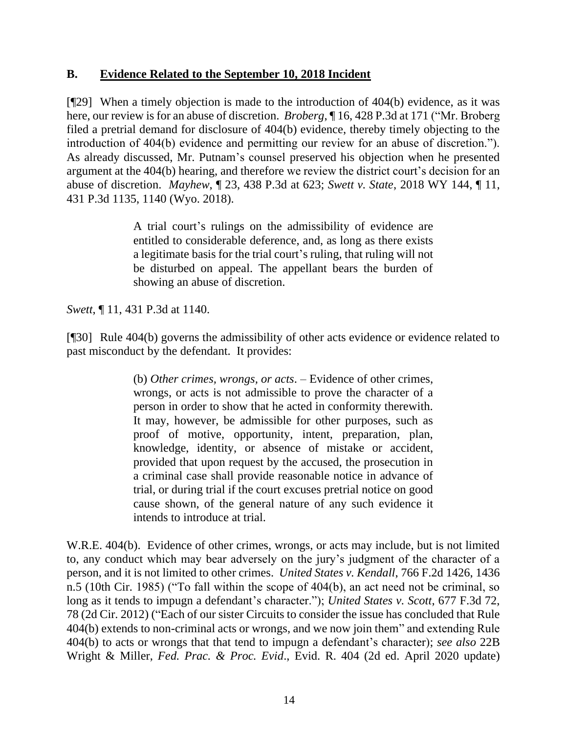## B. Evidence Related to the September 10, 2018 Incident

[¶29] When a timely objection is made to the introduction of 404(b) evidence, as it was here, our review is for an abuse of discretion. *Broberg*, ¶ 16, 428 P.3d at 171 ("Mr. Broberg filed a pretrial demand for disclosure of 404(b) evidence, thereby timely objecting to the introduction of 404(b) evidence and permitting our review for an abuse of discretion."). As already discussed, Mr. Putnam's counsel preserved his objection when he presented argument at the 404(b) hearing, and therefore we review the district court's decision for an abuse of discretion. *Mayhew*, ¶ 23, 438 P.3d at 623; *Swett v. State*, 2018 WY 144, ¶ 11, 431 P.3d 1135, 1140 (Wyo. 2018).

> A trial court's rulings on the admissibility of evidence are entitled to considerable deference, and, as long as there exists a legitimate basis for the trial court's ruling, that ruling will not be disturbed on appeal. The appellant bears the burden of showing an abuse of discretion.

*Swett*, ¶ 11, 431 P.3d at 1140.

[¶30] Rule 404(b) governs the admissibility of other acts evidence or evidence related to past misconduct by the defendant. It provides:

> (b) *Other crimes, wrongs, or acts*. – Evidence of other crimes, wrongs, or acts is not admissible to prove the character of a person in order to show that he acted in conformity therewith. It may, however, be admissible for other purposes, such as proof of motive, opportunity, intent, preparation, plan, knowledge, identity, or absence of mistake or accident, provided that upon request by the accused, the prosecution in a criminal case shall provide reasonable notice in advance of trial, or during trial if the court excuses pretrial notice on good cause shown, of the general nature of any such evidence it intends to introduce at trial.

W.R.E. 404(b). Evidence of other crimes, wrongs, or acts may include, but is not limited to, any conduct which may bear adversely on the jury's judgment of the character of a person, and it is not limited to other crimes. *United States v. Kendall*, 766 F.2d 1426, 1436 n.5 (10th Cir. 1985) ("To fall within the scope of 404(b), an act need not be criminal, so long as it tends to impugn a defendant's character."); *United States v. Scott*, 677 F.3d 72, 78 (2d Cir. 2012) ("Each of our sister Circuits to consider the issue has concluded that Rule 404(b) extends to non-criminal acts or wrongs, and we now join them" and extending Rule 404(b) to acts or wrongs that that tend to impugn a defendant's character); *see also* 22B Wright & Miller, *Fed. Prac. & Proc. Evid*., Evid. R. 404 (2d ed. April 2020 update)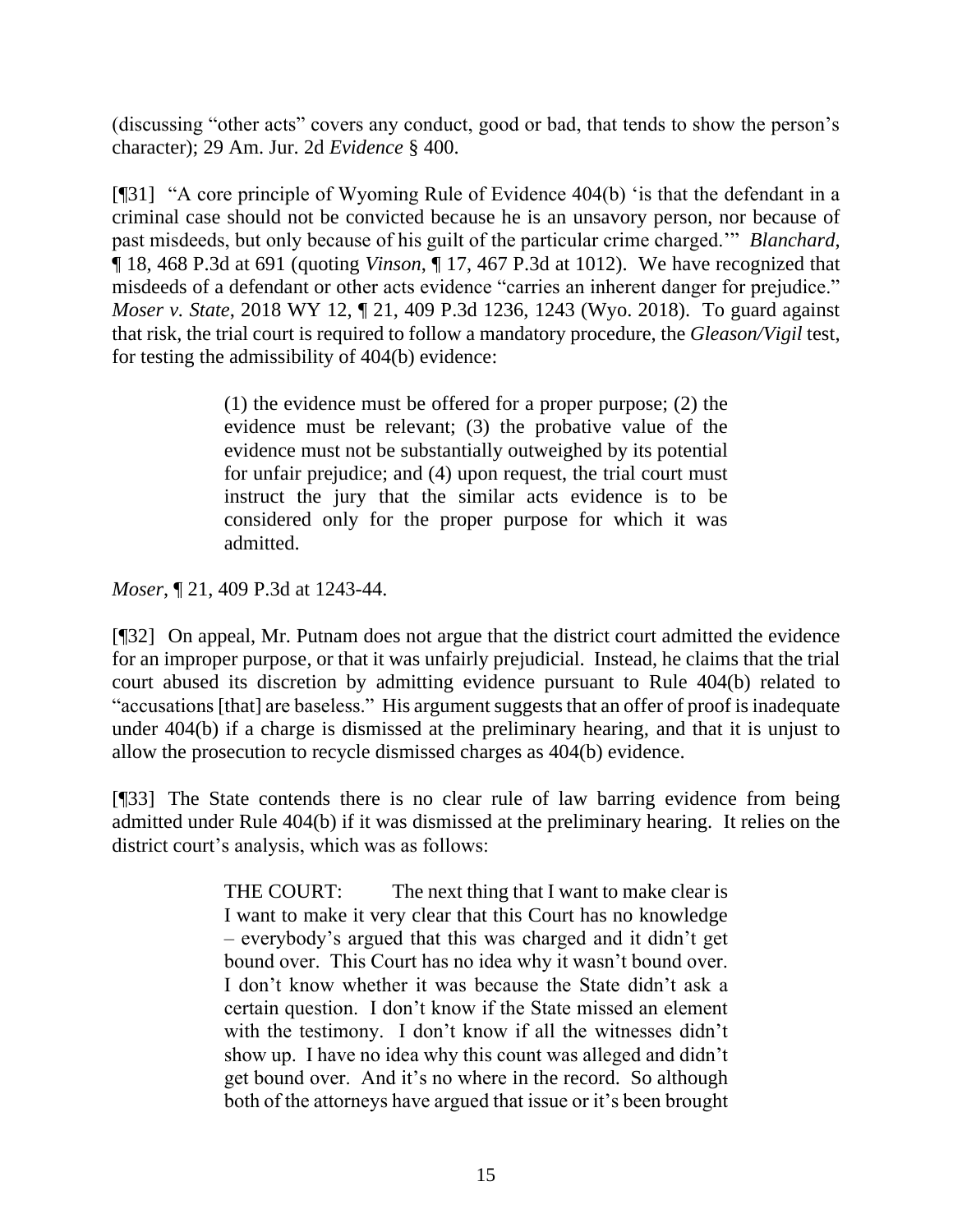(discussing "other acts" covers any conduct, good or bad, that tends to show the person's character); 29 Am. Jur. 2d *Evidence* § 400.

[¶31] "A core principle of Wyoming Rule of Evidence 404(b) 'is that the defendant in a criminal case should not be convicted because he is an unsavory person, nor because of past misdeeds, but only because of his guilt of the particular crime charged.'" *Blanchard*, ¶ 18, 468 P.3d at 691 (quoting *Vinson*, ¶ 17, 467 P.3d at 1012). We have recognized that misdeeds of a defendant or other acts evidence "carries an inherent danger for prejudice." *Moser v. State*, 2018 WY 12, ¶ 21, 409 P.3d 1236, 1243 (Wyo. 2018). To guard against that risk, the trial court is required to follow a mandatory procedure, the *Gleason/Vigil* test, for testing the admissibility of 404(b) evidence:

> (1) the evidence must be offered for a proper purpose; (2) the evidence must be relevant; (3) the probative value of the evidence must not be substantially outweighed by its potential for unfair prejudice; and (4) upon request, the trial court must instruct the jury that the similar acts evidence is to be considered only for the proper purpose for which it was admitted.

*Moser*, ¶ 21, 409 P.3d at 1243-44.

[¶32] On appeal, Mr. Putnam does not argue that the district court admitted the evidence for an improper purpose, or that it was unfairly prejudicial. Instead, he claims that the trial court abused its discretion by admitting evidence pursuant to Rule 404(b) related to "accusations [that] are baseless." His argument suggests that an offer of proof is inadequate under 404(b) if a charge is dismissed at the preliminary hearing, and that it is unjust to allow the prosecution to recycle dismissed charges as 404(b) evidence.

[¶33] The State contends there is no clear rule of law barring evidence from being admitted under Rule 404(b) if it was dismissed at the preliminary hearing. It relies on the district court's analysis, which was as follows:

> THE COURT: The next thing that I want to make clear is I want to make it very clear that this Court has no knowledge – everybody's argued that this was charged and it didn't get bound over. This Court has no idea why it wasn't bound over. I don't know whether it was because the State didn't ask a certain question. I don't know if the State missed an element with the testimony. I don't know if all the witnesses didn't show up. I have no idea why this count was alleged and didn't get bound over. And it's no where in the record. So although both of the attorneys have argued that issue or it's been brought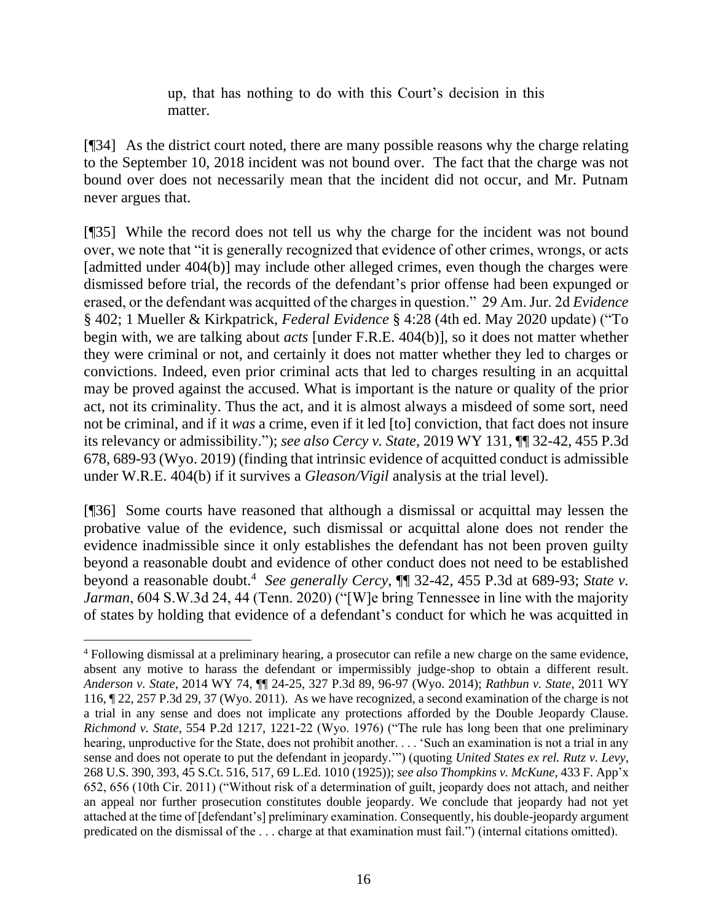> up, that has nothing to do with this Court's decision in this matter.

[¶34] As the district court noted, there are many possible reasons why the charge relating to the September 10, 2018 incident was not bound over. The fact that the charge was not bound over does not necessarily mean that the incident did not occur, and Mr. Putnam never argues that.

[¶35] While the record does not tell us why the charge for the incident was not bound over, we note that "it is generally recognized that evidence of other crimes, wrongs, or acts [admitted under 404(b)] may include other alleged crimes, even though the charges were dismissed before trial, the records of the defendant's prior offense had been expunged or erased, or the defendant was acquitted of the charges in question." 29 Am. Jur. 2d *Evidence* § 402; 1 Mueller & Kirkpatrick, *Federal Evidence* § 4:28 (4th ed. May 2020 update) ("To begin with, we are talking about *acts* [under F.R.E. 404(b)], so it does not matter whether they were criminal or not, and certainly it does not matter whether they led to charges or convictions. Indeed, even prior criminal acts that led to charges resulting in an acquittal may be proved against the accused. What is important is the nature or quality of the prior act, not its criminality. Thus the act, and it is almost always a misdeed of some sort, need not be criminal, and if it *was* a crime, even if it led [to] conviction, that fact does not insure its relevancy or admissibility."); *see also Cercy v. State*, 2019 WY 131, ¶¶ 32-42, 455 P.3d 678, 689-93 (Wyo. 2019) (finding that intrinsic evidence of acquitted conduct is admissible under W.R.E. 404(b) if it survives a *Gleason/Vigil* analysis at the trial level).

[¶36] Some courts have reasoned that although a dismissal or acquittal may lessen the probative value of the evidence, such dismissal or acquittal alone does not render the evidence inadmissible since it only establishes the defendant has not been proven guilty beyond a reasonable doubt and evidence of other conduct does not need to be established beyond a reasonable doubt.[4] *See generally Cercy*, ¶¶ 32-42, 455 P.3d at 689-93; *State v. Jarman*, 604 S.W.3d 24, 44 (Tenn. 2020) ("[W]e bring Tennessee in line with the majority of states by holding that evidence of a defendant's conduct for which he was acquitted in

---

[4] Following dismissal at a preliminary hearing, a prosecutor can refile a new charge on the same evidence, absent any motive to harass the defendant or impermissibly judge-shop to obtain a different result. *Anderson v. State*, 2014 WY 74, ¶¶ 24-25, 327 P.3d 89, 96-97 (Wyo. 2014); *Rathbun v. State*, 2011 WY 116, ¶ 22, 257 P.3d 29, 37 (Wyo. 2011). As we have recognized, a second examination of the charge is not a trial in any sense and does not implicate any protections afforded by the Double Jeopardy Clause. *Richmond v. State*, 554 P.2d 1217, 1221-22 (Wyo. 1976) ("The rule has long been that one preliminary hearing, unproductive for the State, does not prohibit another. . . . 'Such an examination is not a trial in any sense and does not operate to put the defendant in jeopardy.'") (quoting *United States ex rel. Rutz v. Levy*, 268 U.S. 390, 393, 45 S.Ct. 516, 517, 69 L.Ed. 1010 (1925)); *see also Thompkins v. McKune*, 433 F. App'x 652, 656 (10th Cir. 2011) ("Without risk of a determination of guilt, jeopardy does not attach, and neither an appeal nor further prosecution constitutes double jeopardy. We conclude that jeopardy had not yet attached at the time of [defendant's] preliminary examination. Consequently, his double-jeopardy argument predicated on the dismissal of the . . . charge at that examination must fail.") (internal citations omitted).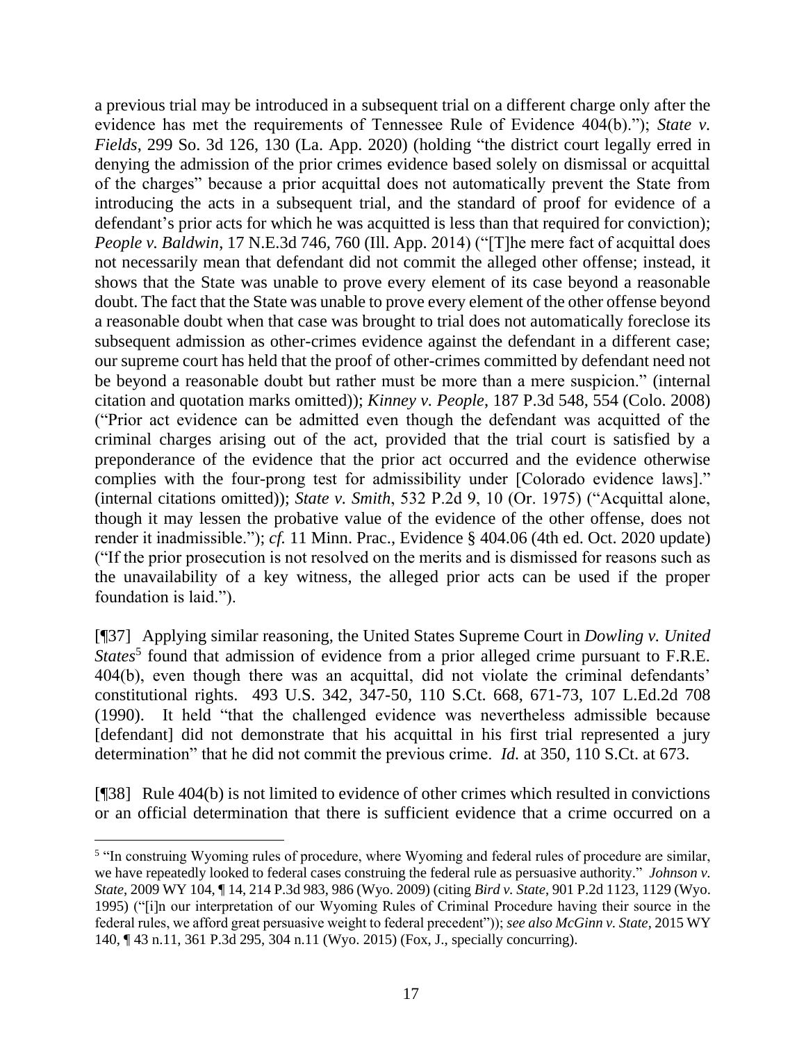a previous trial may be introduced in a subsequent trial on a different charge only after the evidence has met the requirements of Tennessee Rule of Evidence 404(b)."); *State v. Fields*, 299 So. 3d 126, 130 (La. App. 2020) (holding "the district court legally erred in denying the admission of the prior crimes evidence based solely on dismissal or acquittal of the charges" because a prior acquittal does not automatically prevent the State from introducing the acts in a subsequent trial, and the standard of proof for evidence of a defendant's prior acts for which he was acquitted is less than that required for conviction); *People v. Baldwin*, 17 N.E.3d 746, 760 (Ill. App. 2014) ("[T]he mere fact of acquittal does not necessarily mean that defendant did not commit the alleged other offense; instead, it shows that the State was unable to prove every element of its case beyond a reasonable doubt. The fact that the State was unable to prove every element of the other offense beyond a reasonable doubt when that case was brought to trial does not automatically foreclose its subsequent admission as other-crimes evidence against the defendant in a different case; our supreme court has held that the proof of other-crimes committed by defendant need not be beyond a reasonable doubt but rather must be more than a mere suspicion." (internal citation and quotation marks omitted)); *Kinney v. People*, 187 P.3d 548, 554 (Colo. 2008) ("Prior act evidence can be admitted even though the defendant was acquitted of the criminal charges arising out of the act, provided that the trial court is satisfied by a preponderance of the evidence that the prior act occurred and the evidence otherwise complies with the four-prong test for admissibility under [Colorado evidence laws]." (internal citations omitted)); *State v. Smith*, 532 P.2d 9, 10 (Or. 1975) ("Acquittal alone, though it may lessen the probative value of the evidence of the other offense, does not render it inadmissible."); *cf.* 11 Minn. Prac., Evidence § 404.06 (4th ed. Oct. 2020 update) ("If the prior prosecution is not resolved on the merits and is dismissed for reasons such as the unavailability of a key witness, the alleged prior acts can be used if the proper foundation is laid.").

[¶37] Applying similar reasoning, the United States Supreme Court in *Dowling v. United States*[5] found that admission of evidence from a prior alleged crime pursuant to F.R.E. 404(b), even though there was an acquittal, did not violate the criminal defendants' constitutional rights. 493 U.S. 342, 347-50, 110 S.Ct. 668, 671-73, 107 L.Ed.2d 708 (1990). It held "that the challenged evidence was nevertheless admissible because [defendant] did not demonstrate that his acquittal in his first trial represented a jury determination" that he did not commit the previous crime. *Id.* at 350, 110 S.Ct. at 673.

[¶38] Rule 404(b) is not limited to evidence of other crimes which resulted in convictions or an official determination that there is sufficient evidence that a crime occurred on a

[5] "In construing Wyoming rules of procedure, where Wyoming and federal rules of procedure are similar, we have repeatedly looked to federal cases construing the federal rule as persuasive authority." *Johnson v. State*, 2009 WY 104, ¶ 14, 214 P.3d 983, 986 (Wyo. 2009) (citing *Bird v. State*, 901 P.2d 1123, 1129 (Wyo. 1995) ("[i]n our interpretation of our Wyoming Rules of Criminal Procedure having their source in the federal rules, we afford great persuasive weight to federal precedent")); *see also McGinn v. State*, 2015 WY 140, ¶ 43 n.11, 361 P.3d 295, 304 n.11 (Wyo. 2015) (Fox, J., specially concurring).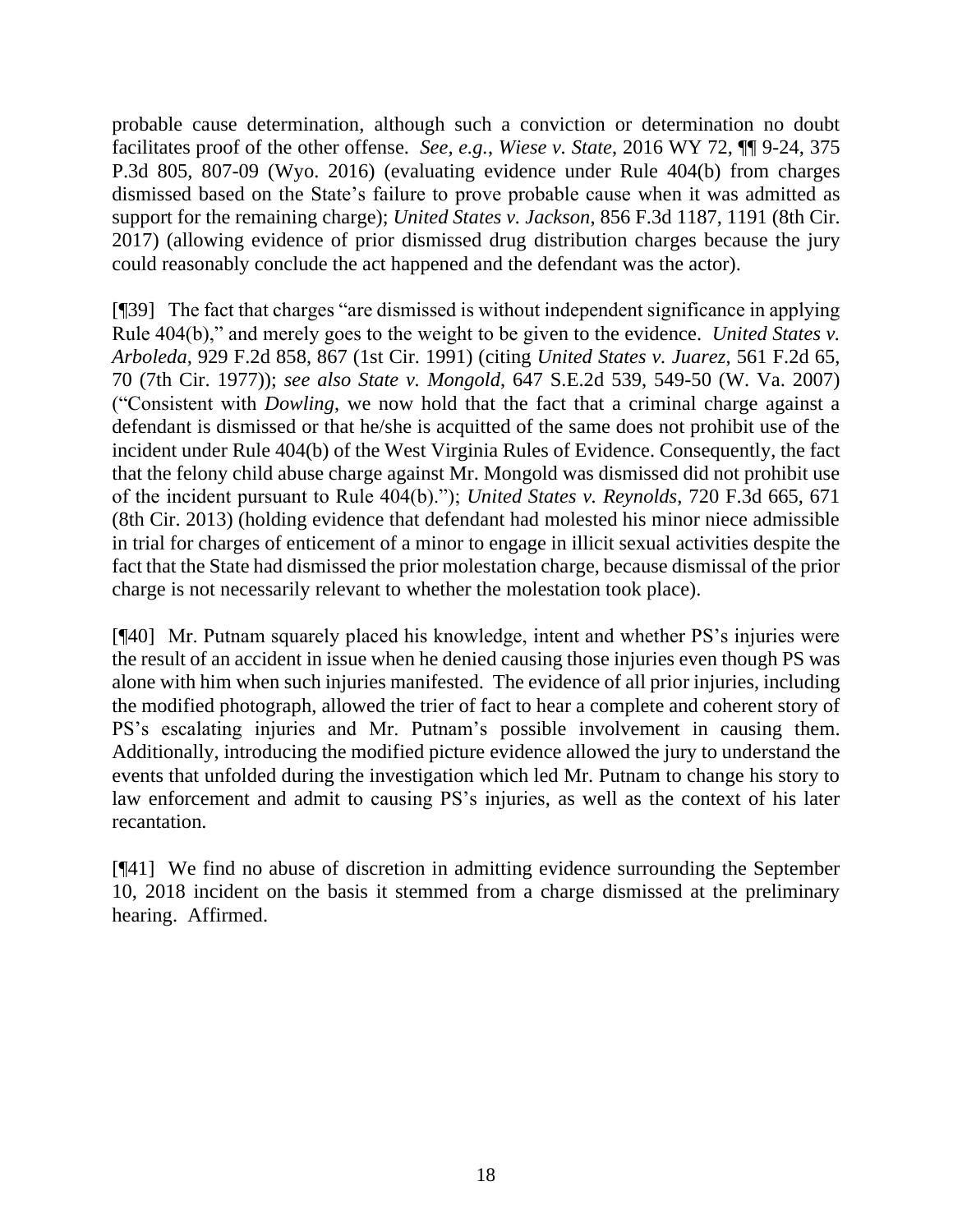probable cause determination, although such a conviction or determination no doubt facilitates proof of the other offense. *See, e.g.*, *Wiese v. State*, 2016 WY 72, ¶¶ 9-24, 375 P.3d 805, 807-09 (Wyo. 2016) (evaluating evidence under Rule 404(b) from charges dismissed based on the State's failure to prove probable cause when it was admitted as support for the remaining charge); *United States v. Jackson*, 856 F.3d 1187, 1191 (8th Cir. 2017) (allowing evidence of prior dismissed drug distribution charges because the jury could reasonably conclude the act happened and the defendant was the actor).

[¶39] The fact that charges "are dismissed is without independent significance in applying Rule 404(b)," and merely goes to the weight to be given to the evidence. *United States v. Arboleda*, 929 F.2d 858, 867 (1st Cir. 1991) (citing *United States v. Juarez*, 561 F.2d 65, 70 (7th Cir. 1977)); *see also State v. Mongold*, 647 S.E.2d 539, 549-50 (W. Va. 2007) ("Consistent with *Dowling*, we now hold that the fact that a criminal charge against a defendant is dismissed or that he/she is acquitted of the same does not prohibit use of the incident under Rule 404(b) of the West Virginia Rules of Evidence. Consequently, the fact that the felony child abuse charge against Mr. Mongold was dismissed did not prohibit use of the incident pursuant to Rule 404(b)."); *United States v. Reynolds*, 720 F.3d 665, 671 (8th Cir. 2013) (holding evidence that defendant had molested his minor niece admissible in trial for charges of enticement of a minor to engage in illicit sexual activities despite the fact that the State had dismissed the prior molestation charge, because dismissal of the prior charge is not necessarily relevant to whether the molestation took place).

[¶40] Mr. Putnam squarely placed his knowledge, intent and whether PS's injuries were the result of an accident in issue when he denied causing those injuries even though PS was alone with him when such injuries manifested. The evidence of all prior injuries, including the modified photograph, allowed the trier of fact to hear a complete and coherent story of PS's escalating injuries and Mr. Putnam's possible involvement in causing them. Additionally, introducing the modified picture evidence allowed the jury to understand the events that unfolded during the investigation which led Mr. Putnam to change his story to law enforcement and admit to causing PS's injuries, as well as the context of his later recantation.

[¶41] We find no abuse of discretion in admitting evidence surrounding the September 10, 2018 incident on the basis it stemmed from a charge dismissed at the preliminary hearing. Affirmed.